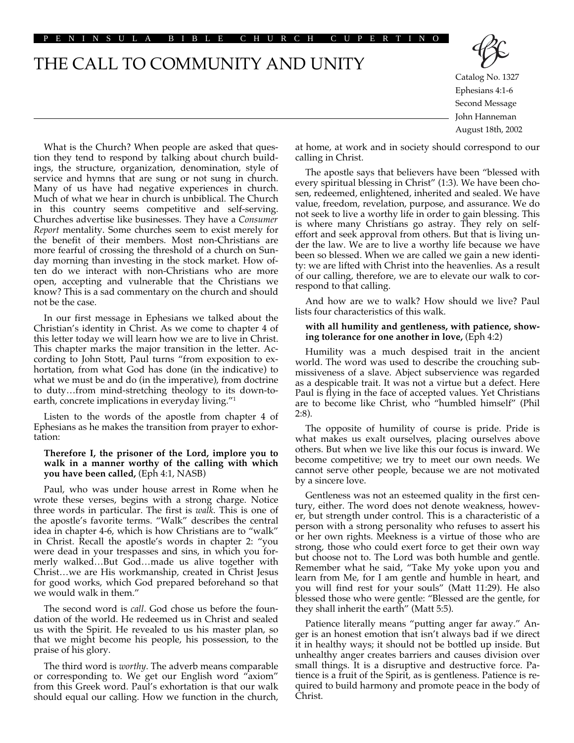PENINSULA BIBLE CHURCH CUPERTINO

# THE CALL TO COMMUNITY AND UNITY

Catalog No. 1327
Ephesians 4:1-6
Second Message
John Hanneman
August 18th, 2002

What is the Church? When people are asked that question they tend to respond by talking about church buildings, the structure, organization, denomination, style of service and hymns that are sung or not sung in church. Many of us have had negative experiences in church. Much of what we hear in church is unbiblical. The Church in this country seems competitive and self-serving. Churches advertise like businesses. They have a *Consumer Report* mentality. Some churches seem to exist merely for the benefit of their members. Most non-Christians are more fearful of crossing the threshold of a church on Sunday morning than investing in the stock market. How often do we interact with non-Christians who are more open, accepting and vulnerable that the Christians we know? This is a sad commentary on the church and should not be the case.

In our first message in Ephesians we talked about the Christian's identity in Christ. As we come to chapter 4 of this letter today we will learn how we are to live in Christ. This chapter marks the major transition in the letter. According to John Stott, Paul turns "from exposition to exhortation, from what God has done (in the indicative) to what we must be and do (in the imperative), from doctrine to duty…from mind-stretching theology to its down-to-earth, concrete implications in everyday living."[1]

Listen to the words of the apostle from chapter 4 of Ephesians as he makes the transition from prayer to exhortation:

> **Therefore I, the prisoner of the Lord, implore you to walk in a manner worthy of the calling with which you have been called,** (Eph 4:1, NASB)

Paul, who was under house arrest in Rome when he wrote these verses, begins with a strong charge. Notice three words in particular. The first is *walk*. This is one of the apostle's favorite terms. "Walk" describes the central idea in chapter 4-6, which is how Christians are to "walk" in Christ. Recall the apostle's words in chapter 2: "you were dead in your trespasses and sins, in which you formerly walked…But God…made us alive together with Christ…we are His workmanship, created in Christ Jesus for good works, which God prepared beforehand so that we would walk in them."

The second word is *call*. God chose us before the foundation of the world. He redeemed us in Christ and sealed us with the Spirit. He revealed to us his master plan, so that we might become his people, his possession, to the praise of his glory.

The third word is *worthy*. The adverb means comparable or corresponding to. We get our English word "axiom" from this Greek word. Paul's exhortation is that our walk should equal our calling. How we function in the church, at home, at work and in society should correspond to our calling in Christ.

The apostle says that believers have been "blessed with every spiritual blessing in Christ" (1:3). We have been chosen, redeemed, enlightened, inherited and sealed. We have value, freedom, revelation, purpose, and assurance. We do not seek to live a worthy life in order to gain blessing. This is where many Christians go astray. They rely on self-effort and seek approval from others. But that is living under the law. We are to live a worthy life because we have been so blessed. When we are called we gain a new identity: we are lifted with Christ into the heavenlies. As a result of our calling, therefore, we are to elevate our walk to correspond to that calling.

And how are we to walk? How should we live? Paul lists four characteristics of this walk.

> **with all humility and gentleness, with patience, showing tolerance for one another in love,** (Eph 4:2)

Humility was a much despised trait in the ancient world. The word was used to describe the crouching submissiveness of a slave. Abject subservience was regarded as a despicable trait. It was not a virtue but a defect. Here Paul is flying in the face of accepted values. Yet Christians are to become like Christ, who "humbled himself" (Phil 2:8).

The opposite of humility of course is pride. Pride is what makes us exalt ourselves, placing ourselves above others. But when we live like this our focus is inward. We become competitive; we try to meet our own needs. We cannot serve other people, because we are not motivated by a sincere love.

Gentleness was not an esteemed quality in the first century, either. The word does not denote weakness, however, but strength under control. This is a characteristic of a person with a strong personality who refuses to assert his or her own rights. Meekness is a virtue of those who are strong, those who could exert force to get their own way but choose not to. The Lord was both humble and gentle. Remember what he said, "Take My yoke upon you and learn from Me, for I am gentle and humble in heart, and you will find rest for your souls" (Matt 11:29). He also blessed those who were gentle: "Blessed are the gentle, for they shall inherit the earth" (Matt 5:5).

Patience literally means "putting anger far away." Anger is an honest emotion that isn't always bad if we direct it in healthy ways; it should not be bottled up inside. But unhealthy anger creates barriers and causes division over small things. It is a disruptive and destructive force. Patience is a fruit of the Spirit, as is gentleness. Patience is required to build harmony and promote peace in the body of Christ.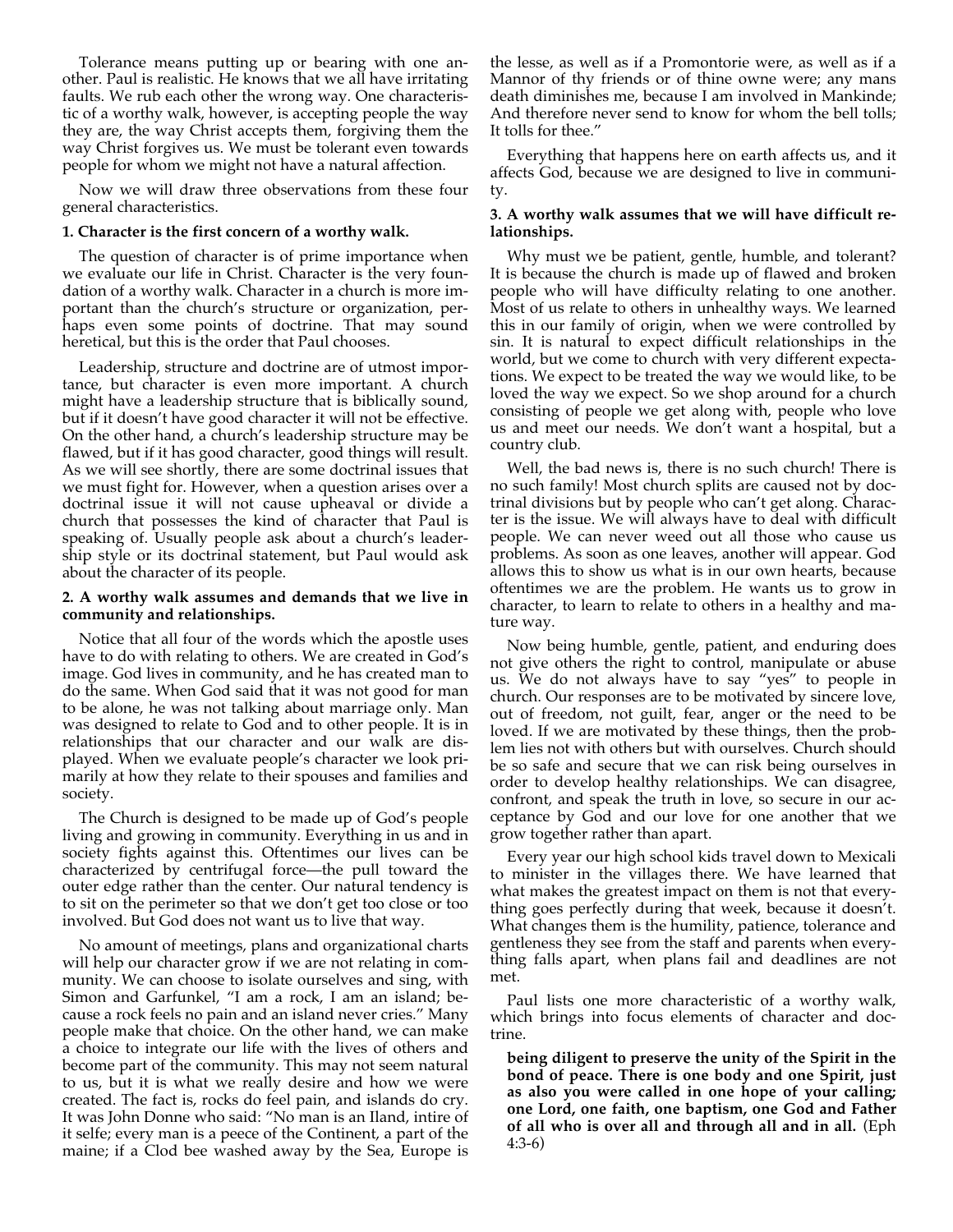Tolerance means putting up or bearing with one another. Paul is realistic. He knows that we all have irritating faults. We rub each other the wrong way. One characteristic of a worthy walk, however, is accepting people the way they are, the way Christ accepts them, forgiving them the way Christ forgives us. We must be tolerant even towards people for whom we might not have a natural affection.

Now we will draw three observations from these four general characteristics.

**1. Character is the first concern of a worthy walk.**

The question of character is of prime importance when we evaluate our life in Christ. Character is the very foundation of a worthy walk. Character in a church is more important than the church's structure or organization, perhaps even some points of doctrine. That may sound heretical, but this is the order that Paul chooses.

Leadership, structure and doctrine are of utmost importance, but character is even more important. A church might have a leadership structure that is biblically sound, but if it doesn't have good character it will not be effective. On the other hand, a church's leadership structure may be flawed, but if it has good character, good things will result. As we will see shortly, there are some doctrinal issues that we must fight for. However, when a question arises over a doctrinal issue it will not cause upheaval or divide a church that possesses the kind of character that Paul is speaking of. Usually people ask about a church's leadership style or its doctrinal statement, but Paul would ask about the character of its people.

**2. A worthy walk assumes and demands that we live in community and relationships.**

Notice that all four of the words which the apostle uses have to do with relating to others. We are created in God's image. God lives in community, and he has created man to do the same. When God said that it was not good for man to be alone, he was not talking about marriage only. Man was designed to relate to God and to other people. It is in relationships that our character and our walk are displayed. When we evaluate people's character we look primarily at how they relate to their spouses and families and society.

The Church is designed to be made up of God's people living and growing in community. Everything in us and in society fights against this. Oftentimes our lives can be characterized by centrifugal force—the pull toward the outer edge rather than the center. Our natural tendency is to sit on the perimeter so that we don't get too close or too involved. But God does not want us to live that way.

No amount of meetings, plans and organizational charts will help our character grow if we are not relating in community. We can choose to isolate ourselves and sing, with Simon and Garfunkel, "I am a rock, I am an island; because a rock feels no pain and an island never cries." Many people make that choice. On the other hand, we can make a choice to integrate our life with the lives of others and become part of the community. This may not seem natural to us, but it is what we really desire and how we were created. The fact is, rocks do feel pain, and islands do cry. It was John Donne who said: "No man is an Iland, intire of it selfe; every man is a peece of the Continent, a part of the maine; if a Clod bee washed away by the Sea, Europe is the lesse, as well as if a Promontorie were, as well as if a Mannor of thy friends or of thine owne were; any mans death diminishes me, because I am involved in Mankinde; And therefore never send to know for whom the bell tolls; It tolls for thee."

Everything that happens here on earth affects us, and it affects God, because we are designed to live in community.

**3. A worthy walk assumes that we will have difficult relationships.**

Why must we be patient, gentle, humble, and tolerant? It is because the church is made up of flawed and broken people who will have difficulty relating to one another. Most of us relate to others in unhealthy ways. We learned this in our family of origin, when we were controlled by sin. It is natural to expect difficult relationships in the world, but we come to church with very different expectations. We expect to be treated the way we would like, to be loved the way we expect. So we shop around for a church consisting of people we get along with, people who love us and meet our needs. We don't want a hospital, but a country club.

Well, the bad news is, there is no such church! There is no such family! Most church splits are caused not by doctrinal divisions but by people who can't get along. Character is the issue. We will always have to deal with difficult people. We can never weed out all those who cause us problems. As soon as one leaves, another will appear. God allows this to show us what is in our own hearts, because oftentimes we are the problem. He wants us to grow in character, to learn to relate to others in a healthy and mature way.

Now being humble, gentle, patient, and enduring does not give others the right to control, manipulate or abuse us. We do not always have to say "yes" to people in church. Our responses are to be motivated by sincere love, out of freedom, not guilt, fear, anger or the need to be loved. If we are motivated by these things, then the problem lies not with others but with ourselves. Church should be so safe and secure that we can risk being ourselves in order to develop healthy relationships. We can disagree, confront, and speak the truth in love, so secure in our acceptance by God and our love for one another that we grow together rather than apart.

Every year our high school kids travel down to Mexicali to minister in the villages there. We have learned that what makes the greatest impact on them is not that everything goes perfectly during that week, because it doesn't. What changes them is the humility, patience, tolerance and gentleness they see from the staff and parents when everything falls apart, when plans fail and deadlines are not met.

Paul lists one more characteristic of a worthy walk, which brings into focus elements of character and doctrine.

> **being diligent to preserve the unity of the Spirit in the bond of peace. There is one body and one Spirit, just as also you were called in one hope of your calling; one Lord, one faith, one baptism, one God and Father of all who is over all and through all and in all.** (Eph 4:3-6)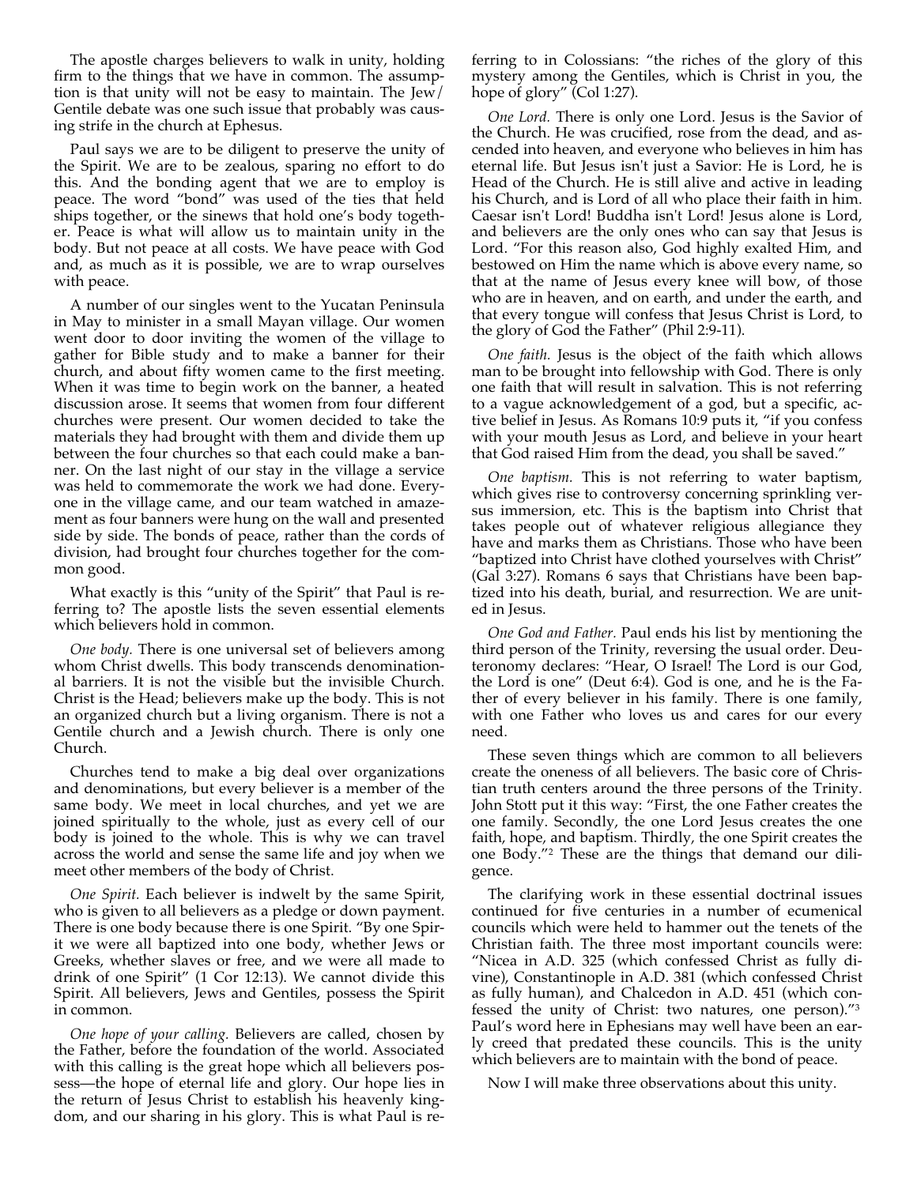The apostle charges believers to walk in unity, holding firm to the things that we have in common. The assumption is that unity will not be easy to maintain. The Jew/Gentile debate was one such issue that probably was causing strife in the church at Ephesus.

Paul says we are to be diligent to preserve the unity of the Spirit. We are to be zealous, sparing no effort to do this. And the bonding agent that we are to employ is peace. The word "bond" was used of the ties that held ships together, or the sinews that hold one's body together. Peace is what will allow us to maintain unity in the body. But not peace at all costs. We have peace with God and, as much as it is possible, we are to wrap ourselves with peace.

A number of our singles went to the Yucatan Peninsula in May to minister in a small Mayan village. Our women went door to door inviting the women of the village to gather for Bible study and to make a banner for their church, and about fifty women came to the first meeting. When it was time to begin work on the banner, a heated discussion arose. It seems that women from four different churches were present. Our women decided to take the materials they had brought with them and divide them up between the four churches so that each could make a banner. On the last night of our stay in the village a service was held to commemorate the work we had done. Everyone in the village came, and our team watched in amazement as four banners were hung on the wall and presented side by side. The bonds of peace, rather than the cords of division, had brought four churches together for the common good.

What exactly is this "unity of the Spirit" that Paul is referring to? The apostle lists the seven essential elements which believers hold in common.

*One body.* There is one universal set of believers among whom Christ dwells. This body transcends denominational barriers. It is not the visible but the invisible Church. Christ is the Head; believers make up the body. This is not an organized church but a living organism. There is not a Gentile church and a Jewish church. There is only one Church.

Churches tend to make a big deal over organizations and denominations, but every believer is a member of the same body. We meet in local churches, and yet we are joined spiritually to the whole, just as every cell of our body is joined to the whole. This is why we can travel across the world and sense the same life and joy when we meet other members of the body of Christ.

*One Spirit.* Each believer is indwelt by the same Spirit, who is given to all believers as a pledge or down payment. There is one body because there is one Spirit. "By one Spirit we were all baptized into one body, whether Jews or Greeks, whether slaves or free, and we were all made to drink of one Spirit" (1 Cor 12:13). We cannot divide this Spirit. All believers, Jews and Gentiles, possess the Spirit in common.

*One hope of your calling.* Believers are called, chosen by the Father, before the foundation of the world. Associated with this calling is the great hope which all believers possess—the hope of eternal life and glory. Our hope lies in the return of Jesus Christ to establish his heavenly kingdom, and our sharing in his glory. This is what Paul is referring to in Colossians: "the riches of the glory of this mystery among the Gentiles, which is Christ in you, the hope of glory" (Col 1:27).

*One Lord.* There is only one Lord. Jesus is the Savior of the Church. He was crucified, rose from the dead, and ascended into heaven, and everyone who believes in him has eternal life. But Jesus isn't just a Savior: He is Lord, he is Head of the Church. He is still alive and active in leading his Church, and is Lord of all who place their faith in him. Caesar isn't Lord! Buddha isn't Lord! Jesus alone is Lord, and believers are the only ones who can say that Jesus is Lord. "For this reason also, God highly exalted Him, and bestowed on Him the name which is above every name, so that at the name of Jesus every knee will bow, of those who are in heaven, and on earth, and under the earth, and that every tongue will confess that Jesus Christ is Lord, to the glory of God the Father" (Phil 2:9-11).

*One faith.* Jesus is the object of the faith which allows man to be brought into fellowship with God. There is only one faith that will result in salvation. This is not referring to a vague acknowledgement of a god, but a specific, active belief in Jesus. As Romans 10:9 puts it, "if you confess with your mouth Jesus as Lord, and believe in your heart that God raised Him from the dead, you shall be saved."

*One baptism.* This is not referring to water baptism, which gives rise to controversy concerning sprinkling versus immersion, etc. This is the baptism into Christ that takes people out of whatever religious allegiance they have and marks them as Christians. Those who have been "baptized into Christ have clothed yourselves with Christ" (Gal 3:27). Romans 6 says that Christians have been baptized into his death, burial, and resurrection. We are united in Jesus.

*One God and Father.* Paul ends his list by mentioning the third person of the Trinity, reversing the usual order. Deuteronomy declares: "Hear, O Israel! The Lord is our God, the Lord is one" (Deut 6:4). God is one, and he is the Father of every believer in his family. There is one family, with one Father who loves us and cares for our every need.

These seven things which are common to all believers create the oneness of all believers. The basic core of Christian truth centers around the three persons of the Trinity. John Stott put it this way: "First, the one Father creates the one family. Secondly, the one Lord Jesus creates the one faith, hope, and baptism. Thirdly, the one Spirit creates the one Body."[2] These are the things that demand our diligence.

The clarifying work in these essential doctrinal issues continued for five centuries in a number of ecumenical councils which were held to hammer out the tenets of the Christian faith. The three most important councils were: "Nicea in A.D. 325 (which confessed Christ as fully divine), Constantinople in A.D. 381 (which confessed Christ as fully human), and Chalcedon in A.D. 451 (which confessed the unity of Christ: two natures, one person)."[3] Paul's word here in Ephesians may well have been an early creed that predated these councils. This is the unity which believers are to maintain with the bond of peace.

Now I will make three observations about this unity.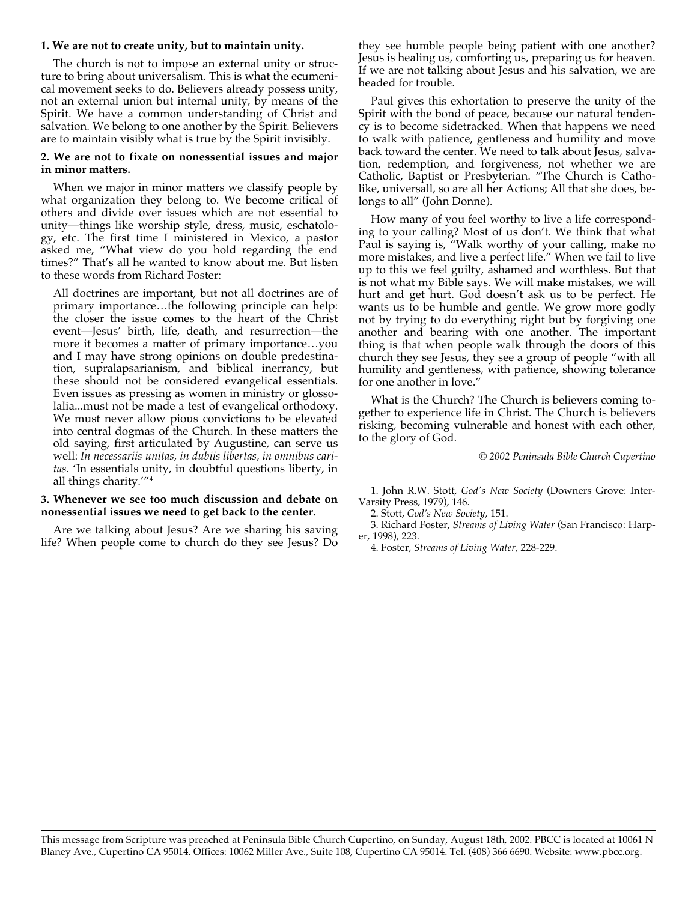**1. We are not to create unity, but to maintain unity.**

The church is not to impose an external unity or structure to bring about universalism. This is what the ecumenical movement seeks to do. Believers already possess unity, not an external union but internal unity, by means of the Spirit. We have a common understanding of Christ and salvation. We belong to one another by the Spirit. Believers are to maintain visibly what is true by the Spirit invisibly.

**2. We are not to fixate on nonessential issues and major in minor matters.**

When we major in minor matters we classify people by what organization they belong to. We become critical of others and divide over issues which are not essential to unity—things like worship style, dress, music, eschatology, etc. The first time I ministered in Mexico, a pastor asked me, "What view do you hold regarding the end times?" That's all he wanted to know about me. But listen to these words from Richard Foster:

> All doctrines are important, but not all doctrines are of primary importance…the following principle can help: the closer the issue comes to the heart of the Christ event—Jesus' birth, life, death, and resurrection—the more it becomes a matter of primary importance…you and I may have strong opinions on double predestination, supralapsarianism, and biblical inerrancy, but these should not be considered evangelical essentials. Even issues as pressing as women in ministry or glossolalia...must not be made a test of evangelical orthodoxy. We must never allow pious convictions to be elevated into central dogmas of the Church. In these matters the old saying, first articulated by Augustine, can serve us well: *In necessariis unitas, in dubiis libertas, in omnibus caritas*. 'In essentials unity, in doubtful questions liberty, in all things charity.'"[4]

**3. Whenever we see too much discussion and debate on nonessential issues we need to get back to the center.**

Are we talking about Jesus? Are we sharing his saving life? When people come to church do they see Jesus? Do they see humble people being patient with one another? Jesus is healing us, comforting us, preparing us for heaven. If we are not talking about Jesus and his salvation, we are headed for trouble.

Paul gives this exhortation to preserve the unity of the Spirit with the bond of peace, because our natural tendency is to become sidetracked. When that happens we need to walk with patience, gentleness and humility and move back toward the center. We need to talk about Jesus, salvation, redemption, and forgiveness, not whether we are Catholic, Baptist or Presbyterian. "The Church is Catholike, universall, so are all her Actions; All that she does, belongs to all" (John Donne).

How many of you feel worthy to live a life corresponding to your calling? Most of us don't. We think that what Paul is saying is, "Walk worthy of your calling, make no more mistakes, and live a perfect life." When we fail to live up to this we feel guilty, ashamed and worthless. But that is not what my Bible says. We will make mistakes, we will hurt and get hurt. God doesn't ask us to be perfect. He wants us to be humble and gentle. We grow more godly not by trying to do everything right but by forgiving one another and bearing with one another. The important thing is that when people walk through the doors of this church they see Jesus, they see a group of people "with all humility and gentleness, with patience, showing tolerance for one another in love."

What is the Church? The Church is believers coming together to experience life in Christ. The Church is believers risking, becoming vulnerable and honest with each other, to the glory of God.

*© 2002 Peninsula Bible Church Cupertino*

1. John R.W. Stott, *God's New Society* (Downers Grove: InterVarsity Press, 1979), 146.
2. Stott, *God's New Society*, 151.
3. Richard Foster, *Streams of Living Water* (San Francisco: Harper, 1998), 223.
4. Foster, *Streams of Living Water*, 228-229.

This message from Scripture was preached at Peninsula Bible Church Cupertino, on Sunday, August 18th, 2002. PBCC is located at 10061 N Blaney Ave., Cupertino CA 95014. Offices: 10062 Miller Ave., Suite 108, Cupertino CA 95014. Tel. (408) 366 6690. Website: www.pbcc.org.